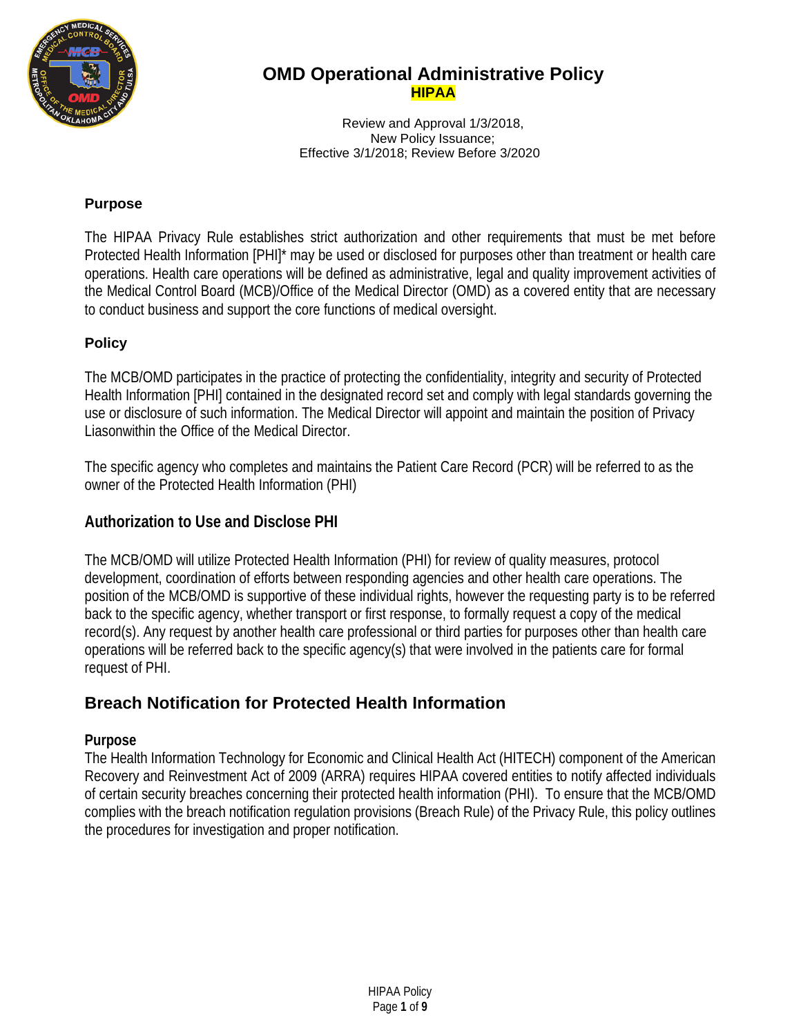# OMD Operational Administrative Policy

## HIPAA

Review and Approval 1/3/2018,
New Policy Issuance;
Effective 3/1/2018; Review Before 3/2020

### Purpose

The HIPAA Privacy Rule establishes strict authorization and other requirements that must be met before Protected Health Information [PHI]* may be used or disclosed for purposes other than treatment or health care operations. Health care operations will be defined as administrative, legal and quality improvement activities of the Medical Control Board (MCB)/Office of the Medical Director (OMD) as a covered entity that are necessary to conduct business and support the core functions of medical oversight.

### Policy

The MCB/OMD participates in the practice of protecting the confidentiality, integrity and security of Protected Health Information [PHI] contained in the designated record set and comply with legal standards governing the use or disclosure of such information. The Medical Director will appoint and maintain the position of Privacy Liasonwithin the Office of the Medical Director.

The specific agency who completes and maintains the Patient Care Record (PCR) will be referred to as the owner of the Protected Health Information (PHI)

### Authorization to Use and Disclose PHI

The MCB/OMD will utilize Protected Health Information (PHI) for review of quality measures, protocol development, coordination of efforts between responding agencies and other health care operations. The position of the MCB/OMD is supportive of these individual rights, however the requesting party is to be referred back to the specific agency, whether transport or first response, to formally request a copy of the medical record(s). Any request by another health care professional or third parties for purposes other than health care operations will be referred back to the specific agency(s) that were involved in the patients care for formal request of PHI.

## Breach Notification for Protected Health Information

### Purpose

The Health Information Technology for Economic and Clinical Health Act (HITECH) component of the American Recovery and Reinvestment Act of 2009 (ARRA) requires HIPAA covered entities to notify affected individuals of certain security breaches concerning their protected health information (PHI). To ensure that the MCB/OMD complies with the breach notification regulation provisions (Breach Rule) of the Privacy Rule, this policy outlines the procedures for investigation and proper notification.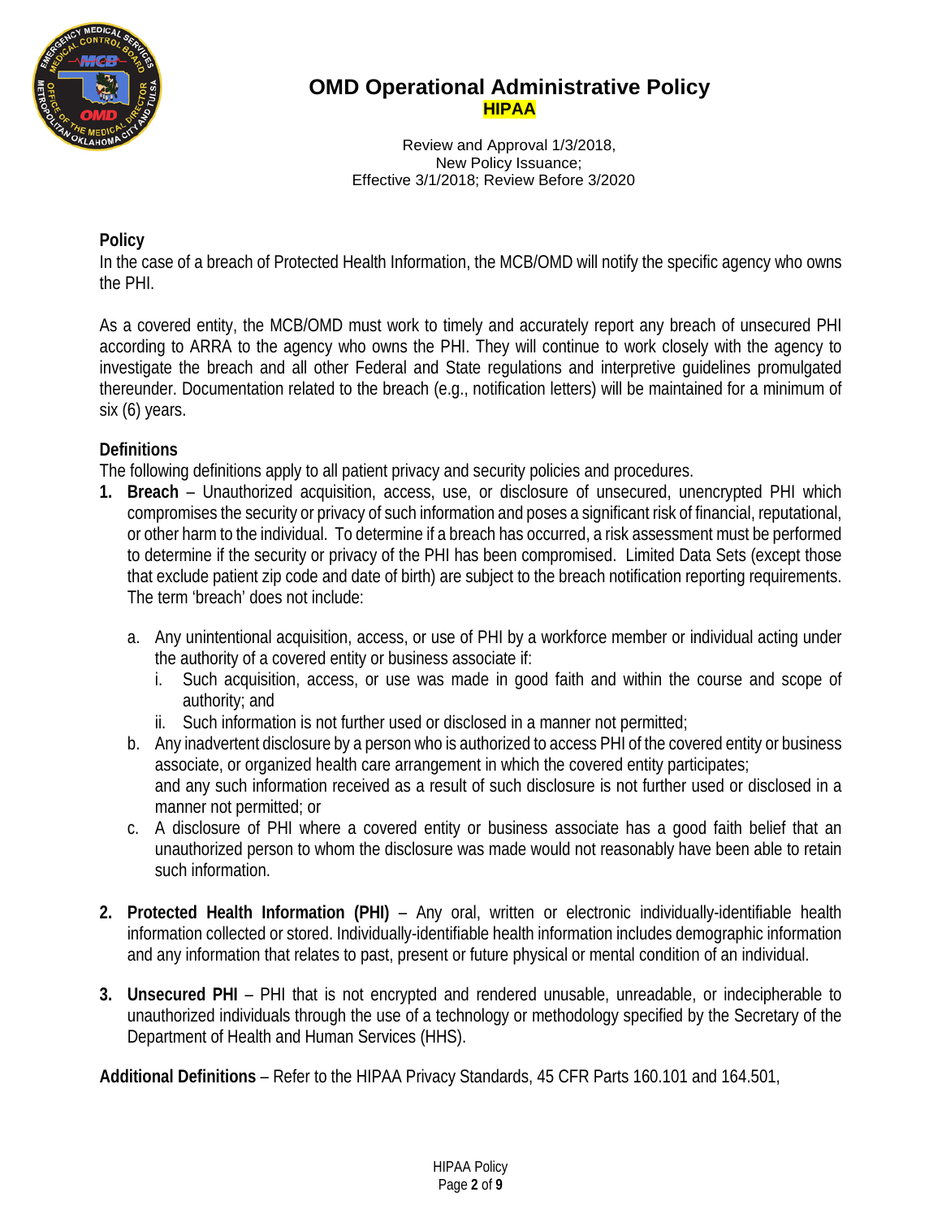# OMD Operational Administrative Policy

## HIPAA

Review and Approval 1/3/2018,
New Policy Issuance;
Effective 3/1/2018; Review Before 3/2020

**Policy**

In the case of a breach of Protected Health Information, the MCB/OMD will notify the specific agency who owns the PHI.

As a covered entity, the MCB/OMD must work to timely and accurately report any breach of unsecured PHI according to ARRA to the agency who owns the PHI. They will continue to work closely with the agency to investigate the breach and all other Federal and State regulations and interpretive guidelines promulgated thereunder. Documentation related to the breach (e.g., notification letters) will be maintained for a minimum of six (6) years.

**Definitions**

The following definitions apply to all patient privacy and security policies and procedures.

1. **Breach** – Unauthorized acquisition, access, use, or disclosure of unsecured, unencrypted PHI which compromises the security or privacy of such information and poses a significant risk of financial, reputational, or other harm to the individual. To determine if a breach has occurred, a risk assessment must be performed to determine if the security or privacy of the PHI has been compromised. Limited Data Sets (except those that exclude patient zip code and date of birth) are subject to the breach notification reporting requirements. The term 'breach' does not include:

   a. Any unintentional acquisition, access, or use of PHI by a workforce member or individual acting under the authority of a covered entity or business associate if:
      i. Such acquisition, access, or use was made in good faith and within the course and scope of authority; and
      ii. Such information is not further used or disclosed in a manner not permitted;

   b. Any inadvertent disclosure by a person who is authorized to access PHI of the covered entity or business associate, or organized health care arrangement in which the covered entity participates;
   and any such information received as a result of such disclosure is not further used or disclosed in a manner not permitted; or

   c. A disclosure of PHI where a covered entity or business associate has a good faith belief that an unauthorized person to whom the disclosure was made would not reasonably have been able to retain such information.

2. **Protected Health Information (PHI)** – Any oral, written or electronic individually-identifiable health information collected or stored. Individually-identifiable health information includes demographic information and any information that relates to past, present or future physical or mental condition of an individual.

3. **Unsecured PHI** – PHI that is not encrypted and rendered unusable, unreadable, or indecipherable to unauthorized individuals through the use of a technology or methodology specified by the Secretary of the Department of Health and Human Services (HHS).

**Additional Definitions** – Refer to the HIPAA Privacy Standards, 45 CFR Parts 160.101 and 164.501,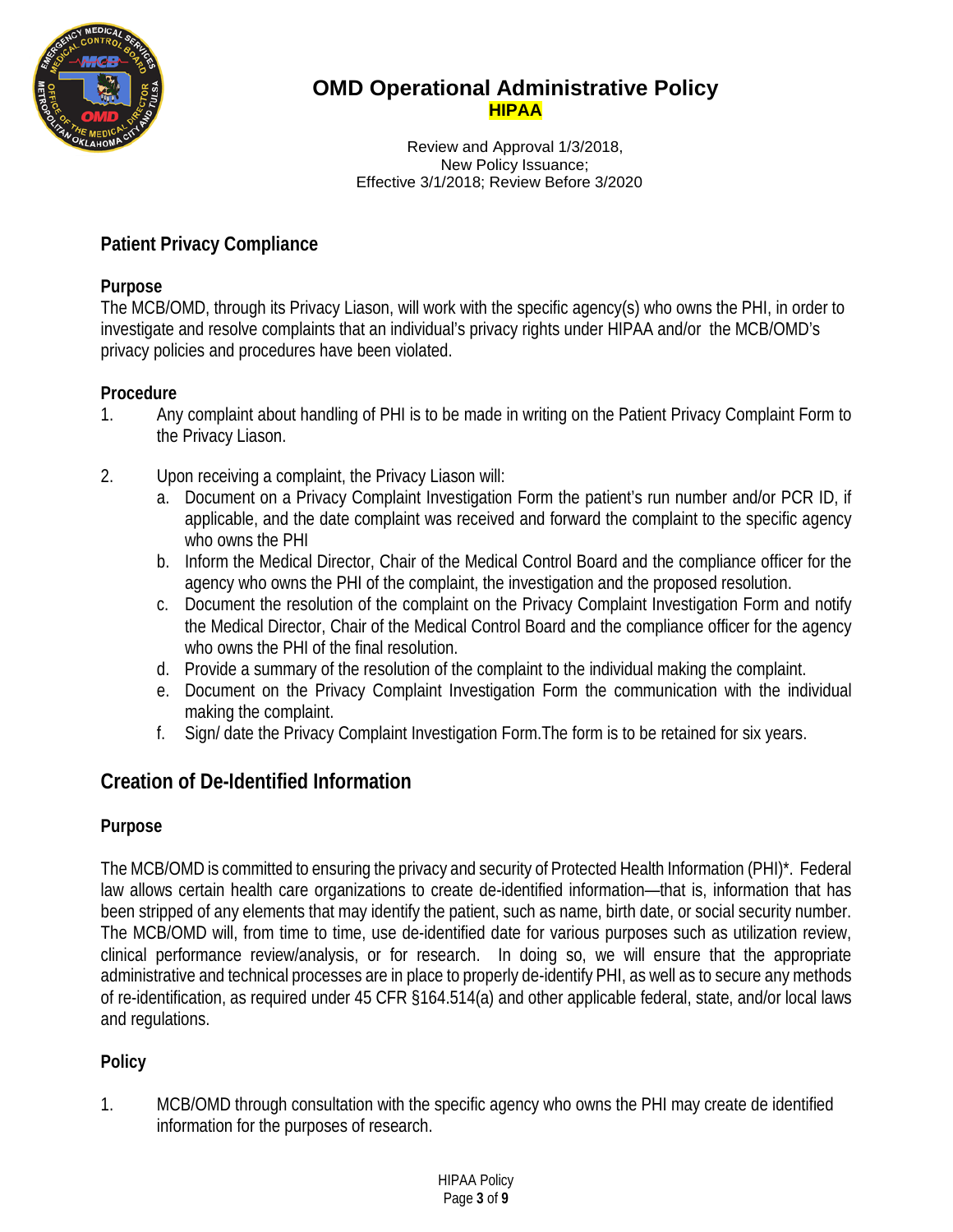# OMD Operational Administrative Policy

**HIPAA**

Review and Approval 1/3/2018,
New Policy Issuance;
Effective 3/1/2018; Review Before 3/2020

## Patient Privacy Compliance

### Purpose

The MCB/OMD, through its Privacy Liason, will work with the specific agency(s) who owns the PHI, in order to investigate and resolve complaints that an individual's privacy rights under HIPAA and/or the MCB/OMD's privacy policies and procedures have been violated.

### Procedure

1. Any complaint about handling of PHI is to be made in writing on the Patient Privacy Complaint Form to the Privacy Liason.

2. Upon receiving a complaint, the Privacy Liason will:
   a. Document on a Privacy Complaint Investigation Form the patient's run number and/or PCR ID, if applicable, and the date complaint was received and forward the complaint to the specific agency who owns the PHI
   b. Inform the Medical Director, Chair of the Medical Control Board and the compliance officer for the agency who owns the PHI of the complaint, the investigation and the proposed resolution.
   c. Document the resolution of the complaint on the Privacy Complaint Investigation Form and notify the Medical Director, Chair of the Medical Control Board and the compliance officer for the agency who owns the PHI of the final resolution.
   d. Provide a summary of the resolution of the complaint to the individual making the complaint.
   e. Document on the Privacy Complaint Investigation Form the communication with the individual making the complaint.
   f. Sign/ date the Privacy Complaint Investigation Form.The form is to be retained for six years.

## Creation of De-Identified Information

### Purpose

The MCB/OMD is committed to ensuring the privacy and security of Protected Health Information (PHI)*. Federal law allows certain health care organizations to create de-identified information—that is, information that has been stripped of any elements that may identify the patient, such as name, birth date, or social security number. The MCB/OMD will, from time to time, use de-identified date for various purposes such as utilization review, clinical performance review/analysis, or for research. In doing so, we will ensure that the appropriate administrative and technical processes are in place to properly de-identify PHI, as well as to secure any methods of re-identification, as required under 45 CFR §164.514(a) and other applicable federal, state, and/or local laws and regulations.

### Policy

1. MCB/OMD through consultation with the specific agency who owns the PHI may create de identified information for the purposes of research.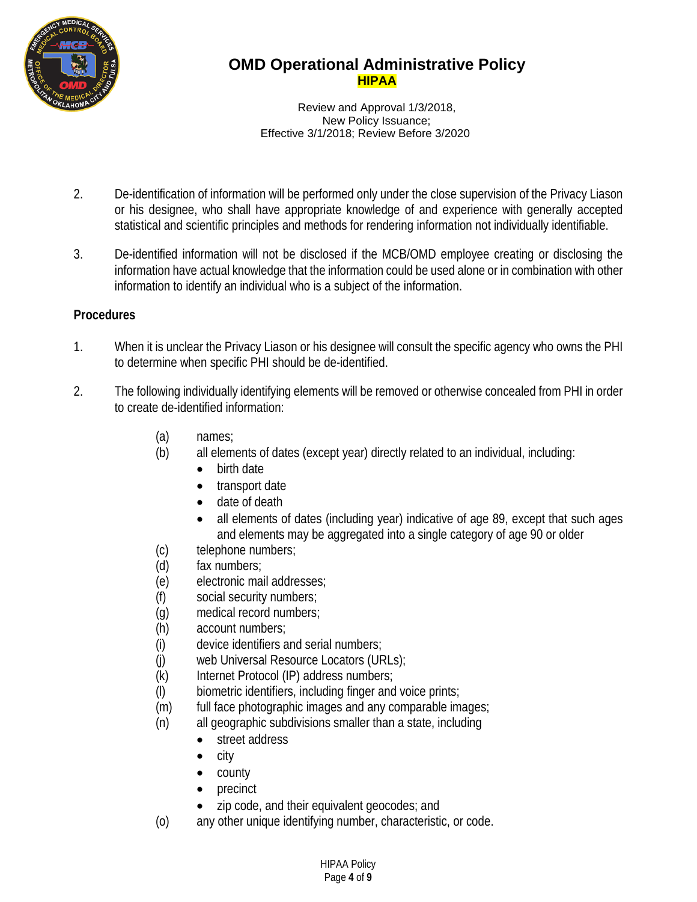2. De-identification of information will be performed only under the close supervision of the Privacy Liason or his designee, who shall have appropriate knowledge of and experience with generally accepted statistical and scientific principles and methods for rendering information not individually identifiable.

3. De-identified information will not be disclosed if the MCB/OMD employee creating or disclosing the information have actual knowledge that the information could be used alone or in combination with other information to identify an individual who is a subject of the information.

**Procedures**

1. When it is unclear the Privacy Liason or his designee will consult the specific agency who owns the PHI to determine when specific PHI should be de-identified.

2. The following individually identifying elements will be removed or otherwise concealed from PHI in order to create de-identified information:

   (a) names;
   
   (b) all elements of dates (except year) directly related to an individual, including:
   - birth date
   - transport date
   - date of death
   - all elements of dates (including year) indicative of age 89, except that such ages and elements may be aggregated into a single category of age 90 or older
   
   (c) telephone numbers;
   
   (d) fax numbers;
   
   (e) electronic mail addresses;
   
   (f) social security numbers;
   
   (g) medical record numbers;
   
   (h) account numbers;
   
   (i) device identifiers and serial numbers;
   
   (j) web Universal Resource Locators (URLs);
   
   (k) Internet Protocol (IP) address numbers;
   
   (l) biometric identifiers, including finger and voice prints;
   
   (m) full face photographic images and any comparable images;
   
   (n) all geographic subdivisions smaller than a state, including
   - street address
   - city
   - county
   - precinct
   - zip code, and their equivalent geocodes; and
   
   (o) any other unique identifying number, characteristic, or code.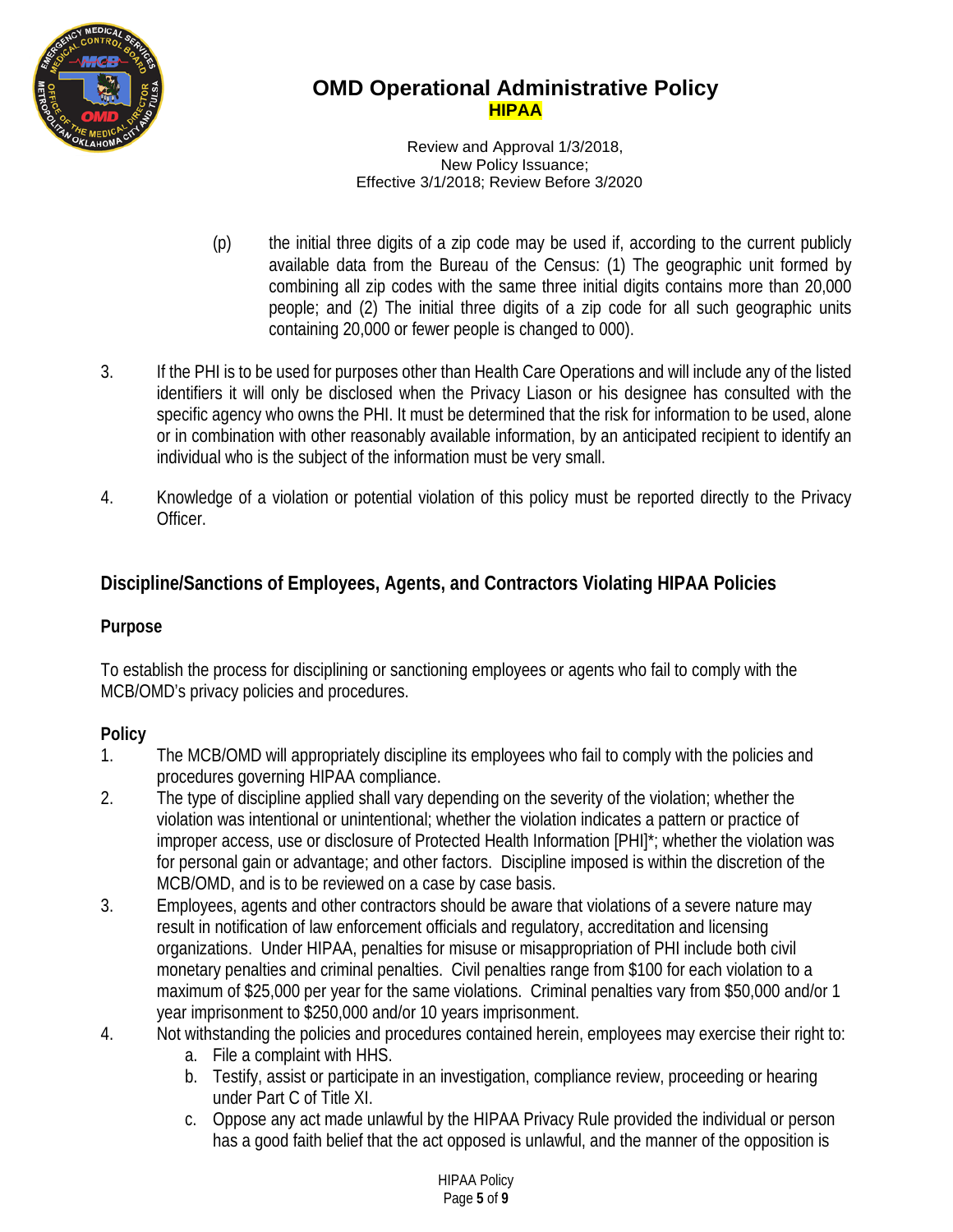(p) the initial three digits of a zip code may be used if, according to the current publicly available data from the Bureau of the Census: (1) The geographic unit formed by combining all zip codes with the same three initial digits contains more than 20,000 people; and (2) The initial three digits of a zip code for all such geographic units containing 20,000 or fewer people is changed to 000).

3. If the PHI is to be used for purposes other than Health Care Operations and will include any of the listed identifiers it will only be disclosed when the Privacy Liason or his designee has consulted with the specific agency who owns the PHI. It must be determined that the risk for information to be used, alone or in combination with other reasonably available information, by an anticipated recipient to identify an individual who is the subject of the information must be very small.

4. Knowledge of a violation or potential violation of this policy must be reported directly to the Privacy Officer.

## Discipline/Sanctions of Employees, Agents, and Contractors Violating HIPAA Policies

### Purpose

To establish the process for disciplining or sanctioning employees or agents who fail to comply with the MCB/OMD's privacy policies and procedures.

### Policy

1. The MCB/OMD will appropriately discipline its employees who fail to comply with the policies and procedures governing HIPAA compliance.
2. The type of discipline applied shall vary depending on the severity of the violation; whether the violation was intentional or unintentional; whether the violation indicates a pattern or practice of improper access, use or disclosure of Protected Health Information [PHI]*; whether the violation was for personal gain or advantage; and other factors. Discipline imposed is within the discretion of the MCB/OMD, and is to be reviewed on a case by case basis.
3. Employees, agents and other contractors should be aware that violations of a severe nature may result in notification of law enforcement officials and regulatory, accreditation and licensing organizations. Under HIPAA, penalties for misuse or misappropriation of PHI include both civil monetary penalties and criminal penalties. Civil penalties range from $100 for each violation to a maximum of $25,000 per year for the same violations. Criminal penalties vary from $50,000 and/or 1 year imprisonment to $250,000 and/or 10 years imprisonment.
4. Not withstanding the policies and procedures contained herein, employees may exercise their right to:
   a. File a complaint with HHS.
   b. Testify, assist or participate in an investigation, compliance review, proceeding or hearing under Part C of Title XI.
   c. Oppose any act made unlawful by the HIPAA Privacy Rule provided the individual or person has a good faith belief that the act opposed is unlawful, and the manner of the opposition is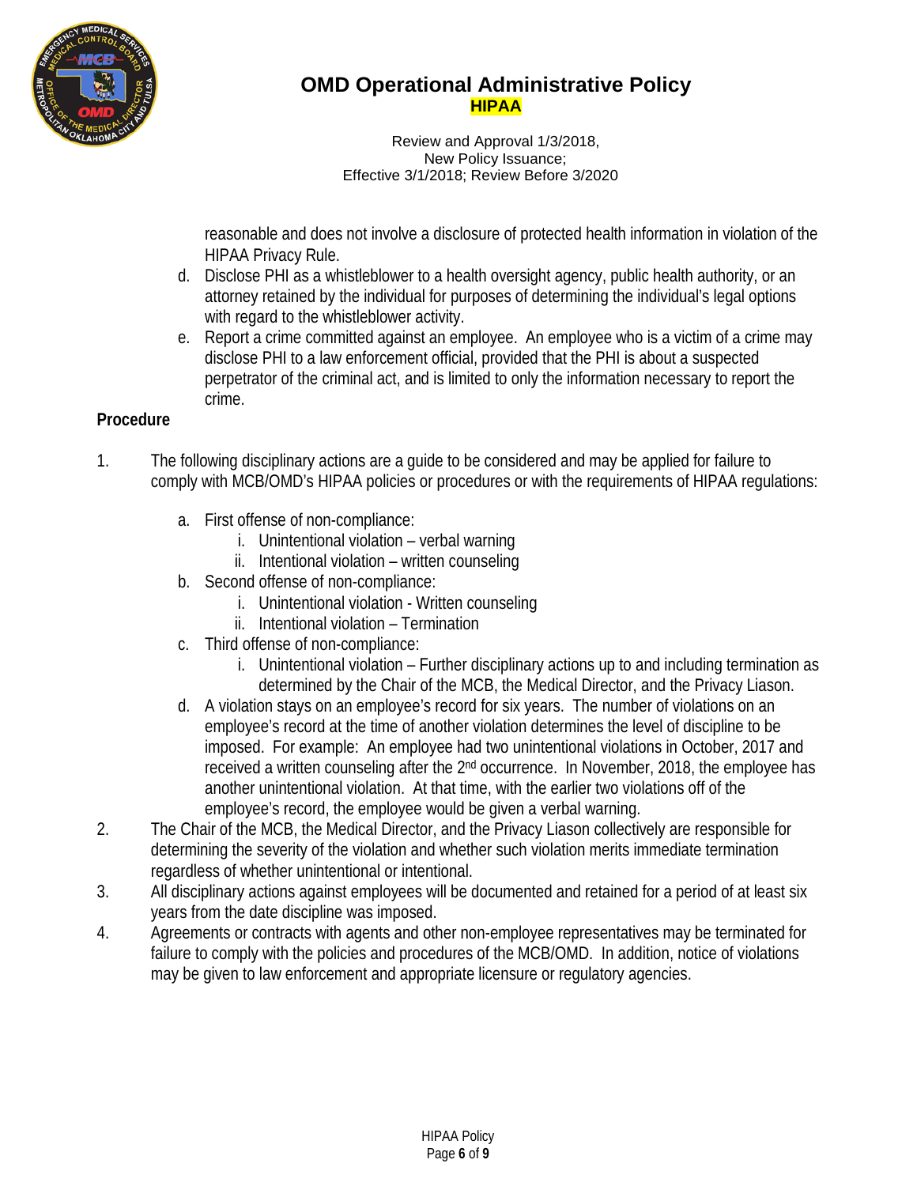reasonable and does not involve a disclosure of protected health information in violation of the HIPAA Privacy Rule.

d. Disclose PHI as a whistleblower to a health oversight agency, public health authority, or an attorney retained by the individual for purposes of determining the individual's legal options with regard to the whistleblower activity.

e. Report a crime committed against an employee. An employee who is a victim of a crime may disclose PHI to a law enforcement official, provided that the PHI is about a suspected perpetrator of the criminal act, and is limited to only the information necessary to report the crime.

**Procedure**

1. The following disciplinary actions are a guide to be considered and may be applied for failure to comply with MCB/OMD's HIPAA policies or procedures or with the requirements of HIPAA regulations:

    a. First offense of non-compliance:
        i. Unintentional violation – verbal warning
        ii. Intentional violation – written counseling

    b. Second offense of non-compliance:
        i. Unintentional violation - Written counseling
        ii. Intentional violation – Termination

    c. Third offense of non-compliance:
        i. Unintentional violation – Further disciplinary actions up to and including termination as determined by the Chair of the MCB, the Medical Director, and the Privacy Liason.

    d. A violation stays on an employee's record for six years. The number of violations on an employee's record at the time of another violation determines the level of discipline to be imposed. For example: An employee had two unintentional violations in October, 2017 and received a written counseling after the 2nd occurrence. In November, 2018, the employee has another unintentional violation. At that time, with the earlier two violations off of the employee's record, the employee would be given a verbal warning.

2. The Chair of the MCB, the Medical Director, and the Privacy Liason collectively are responsible for determining the severity of the violation and whether such violation merits immediate termination regardless of whether unintentional or intentional.

3. All disciplinary actions against employees will be documented and retained for a period of at least six years from the date discipline was imposed.

4. Agreements or contracts with agents and other non-employee representatives may be terminated for failure to comply with the policies and procedures of the MCB/OMD. In addition, notice of violations may be given to law enforcement and appropriate licensure or regulatory agencies.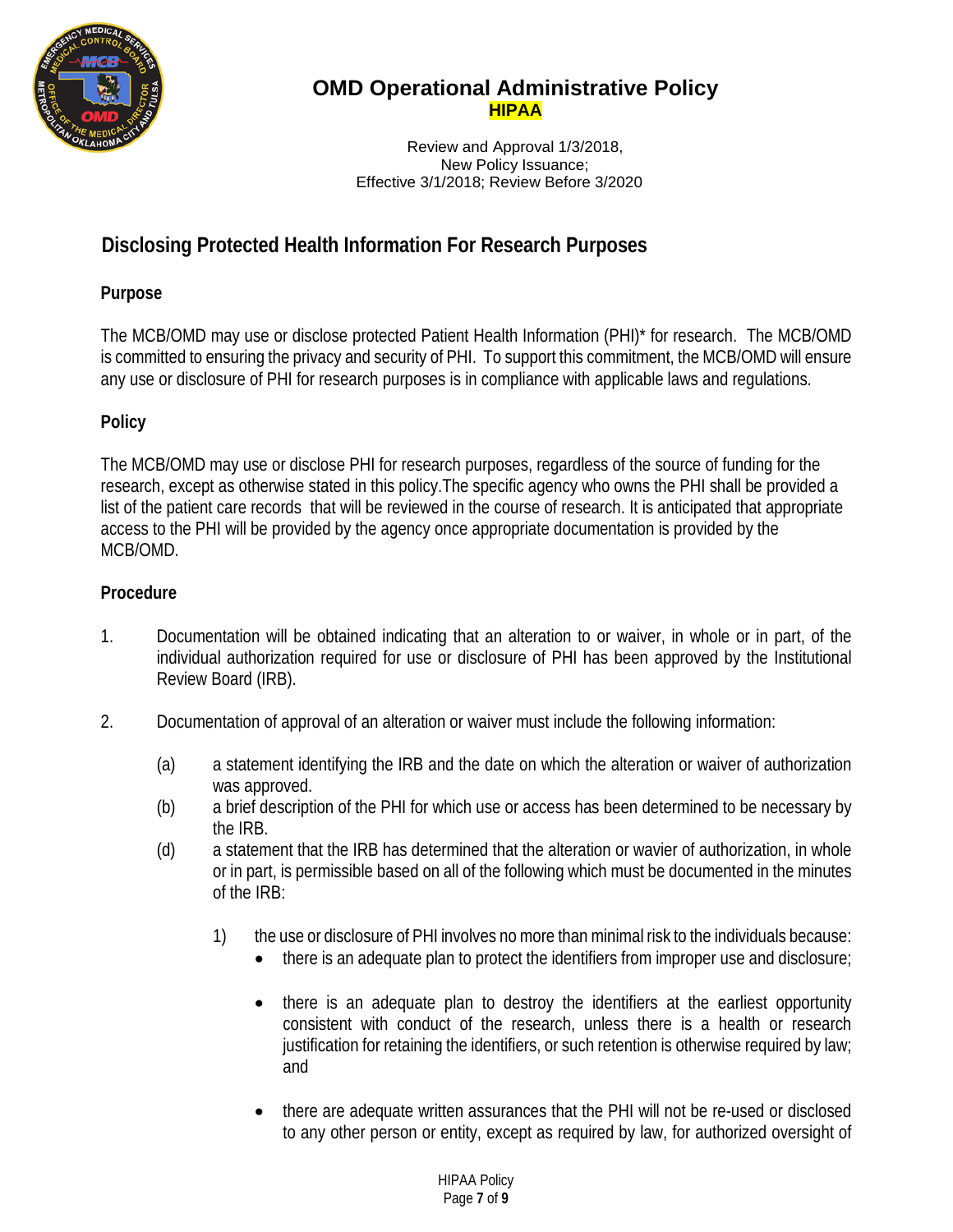# OMD Operational Administrative Policy

**HIPAA**

Review and Approval 1/3/2018,
New Policy Issuance;
Effective 3/1/2018; Review Before 3/2020

## Disclosing Protected Health Information For Research Purposes

### Purpose

The MCB/OMD may use or disclose protected Patient Health Information (PHI)* for research. The MCB/OMD is committed to ensuring the privacy and security of PHI. To support this commitment, the MCB/OMD will ensure any use or disclosure of PHI for research purposes is in compliance with applicable laws and regulations.

### Policy

The MCB/OMD may use or disclose PHI for research purposes, regardless of the source of funding for the research, except as otherwise stated in this policy.The specific agency who owns the PHI shall be provided a list of the patient care records that will be reviewed in the course of research. It is anticipated that appropriate access to the PHI will be provided by the agency once appropriate documentation is provided by the MCB/OMD.

### Procedure

1. Documentation will be obtained indicating that an alteration to or waiver, in whole or in part, of the individual authorization required for use or disclosure of PHI has been approved by the Institutional Review Board (IRB).

2. Documentation of approval of an alteration or waiver must include the following information:

   (a) a statement identifying the IRB and the date on which the alteration or waiver of authorization was approved.

   (b) a brief description of the PHI for which use or access has been determined to be necessary by the IRB.

   (d) a statement that the IRB has determined that the alteration or wavier of authorization, in whole or in part, is permissible based on all of the following which must be documented in the minutes of the IRB:

   1) the use or disclosure of PHI involves no more than minimal risk to the individuals because:
      - there is an adequate plan to protect the identifiers from improper use and disclosure;
      - there is an adequate plan to destroy the identifiers at the earliest opportunity consistent with conduct of the research, unless there is a health or research justification for retaining the identifiers, or such retention is otherwise required by law; and
      - there are adequate written assurances that the PHI will not be re-used or disclosed to any other person or entity, except as required by law, for authorized oversight of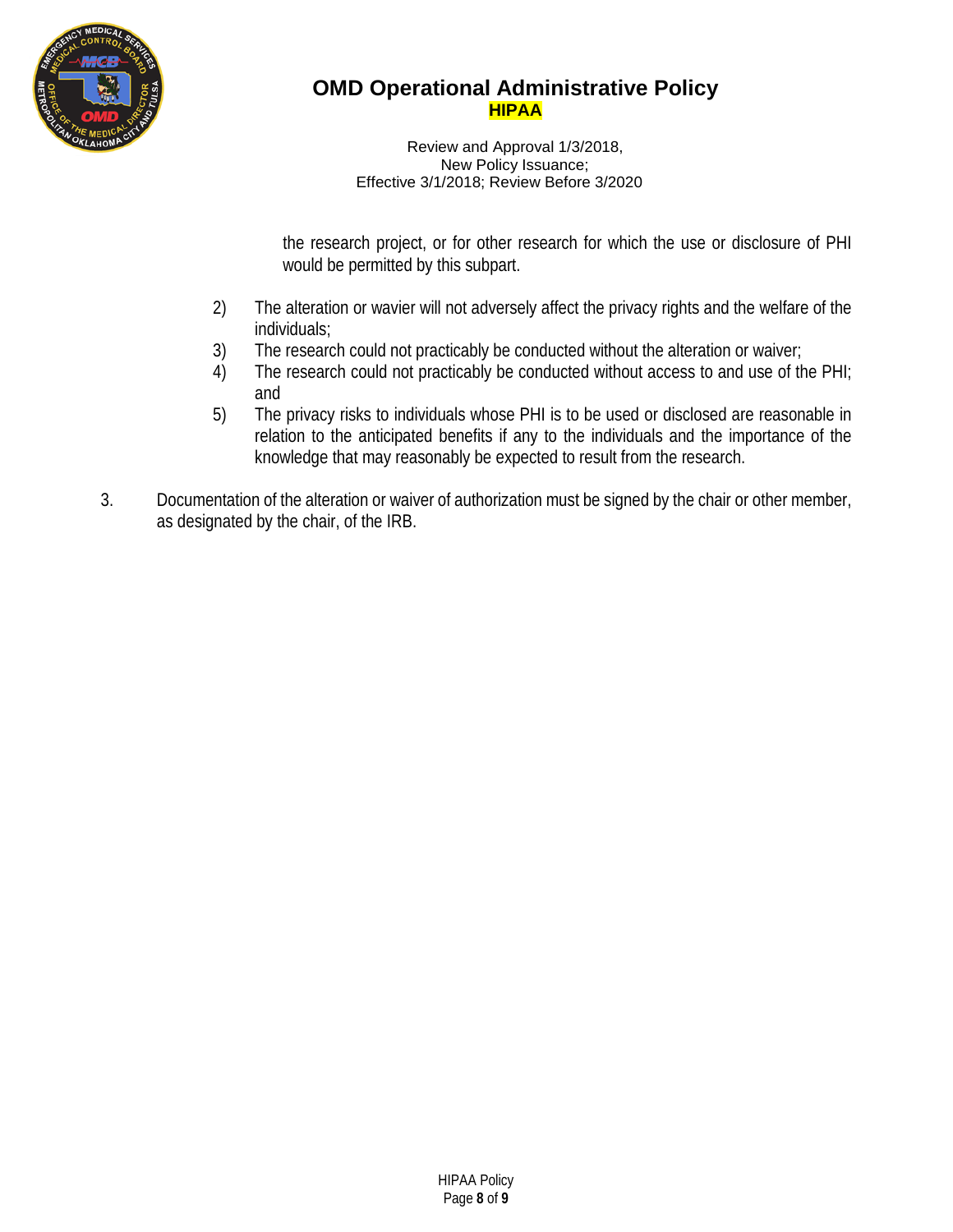the research project, or for other research for which the use or disclosure of PHI would be permitted by this subpart.

2) The alteration or wavier will not adversely affect the privacy rights and the welfare of the individuals;
3) The research could not practicably be conducted without the alteration or waiver;
4) The research could not practicably be conducted without access to and use of the PHI; and
5) The privacy risks to individuals whose PHI is to be used or disclosed are reasonable in relation to the anticipated benefits if any to the individuals and the importance of the knowledge that may reasonably be expected to result from the research.

3. Documentation of the alteration or waiver of authorization must be signed by the chair or other member, as designated by the chair, of the IRB.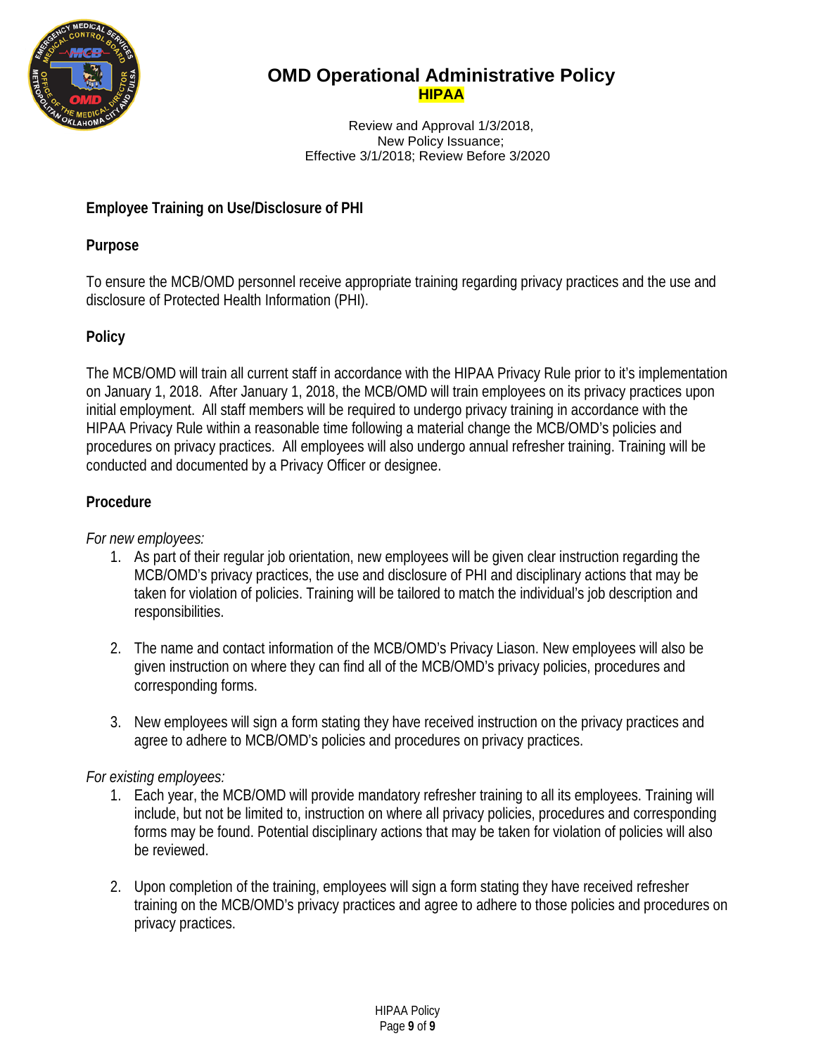# OMD Operational Administrative Policy

## HIPAA

Review and Approval 1/3/2018,
New Policy Issuance;
Effective 3/1/2018; Review Before 3/2020

### Employee Training on Use/Disclosure of PHI

#### Purpose

To ensure the MCB/OMD personnel receive appropriate training regarding privacy practices and the use and disclosure of Protected Health Information (PHI).

#### Policy

The MCB/OMD will train all current staff in accordance with the HIPAA Privacy Rule prior to it's implementation on January 1, 2018. After January 1, 2018, the MCB/OMD will train employees on its privacy practices upon initial employment. All staff members will be required to undergo privacy training in accordance with the HIPAA Privacy Rule within a reasonable time following a material change the MCB/OMD's policies and procedures on privacy practices. All employees will also undergo annual refresher training. Training will be conducted and documented by a Privacy Officer or designee.

#### Procedure

*For new employees:*

1. As part of their regular job orientation, new employees will be given clear instruction regarding the MCB/OMD's privacy practices, the use and disclosure of PHI and disciplinary actions that may be taken for violation of policies. Training will be tailored to match the individual's job description and responsibilities.

2. The name and contact information of the MCB/OMD's Privacy Liason. New employees will also be given instruction on where they can find all of the MCB/OMD's privacy policies, procedures and corresponding forms.

3. New employees will sign a form stating they have received instruction on the privacy practices and agree to adhere to MCB/OMD's policies and procedures on privacy practices.

*For existing employees:*

1. Each year, the MCB/OMD will provide mandatory refresher training to all its employees. Training will include, but not be limited to, instruction on where all privacy policies, procedures and corresponding forms may be found. Potential disciplinary actions that may be taken for violation of policies will also be reviewed.

2. Upon completion of the training, employees will sign a form stating they have received refresher training on the MCB/OMD's privacy practices and agree to adhere to those policies and procedures on privacy practices.